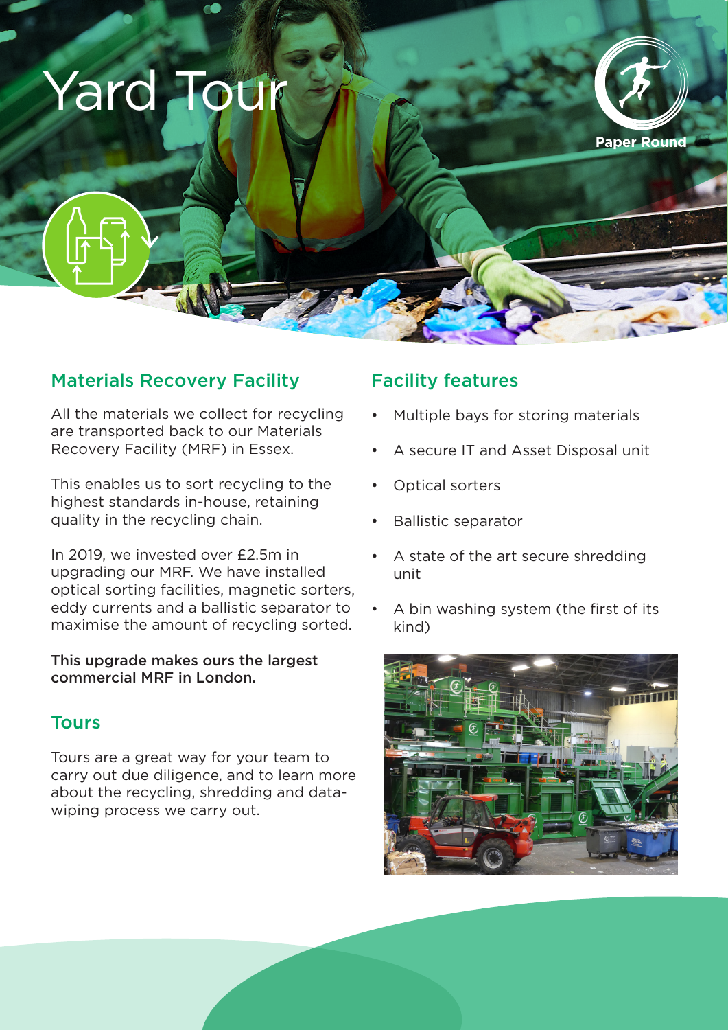# Yard Tour

Paper Round

## Materials Recovery Facility

All the materials we collect for recycling are transported back to our Materials Recovery Facility (MRF) in Essex.

This enables us to sort recycling to the highest standards in-house, retaining quality in the recycling chain.

In 2019, we invested over £2.5m in upgrading our MRF. We have installed optical sorting facilities, magnetic sorters, eddy currents and a ballistic separator to maximise the amount of recycling sorted.

**This upgrade makes ours the largest commercial MRF in London.**

## Tours

Tours are a great way for your team to carry out due diligence, and to learn more about the recycling, shredding and data-wiping process we carry out.

## Facility features

- Multiple bays for storing materials
- A secure IT and Asset Disposal unit
- Optical sorters
- Ballistic separator
- A state of the art secure shredding unit
- A bin washing system (the first of its kind)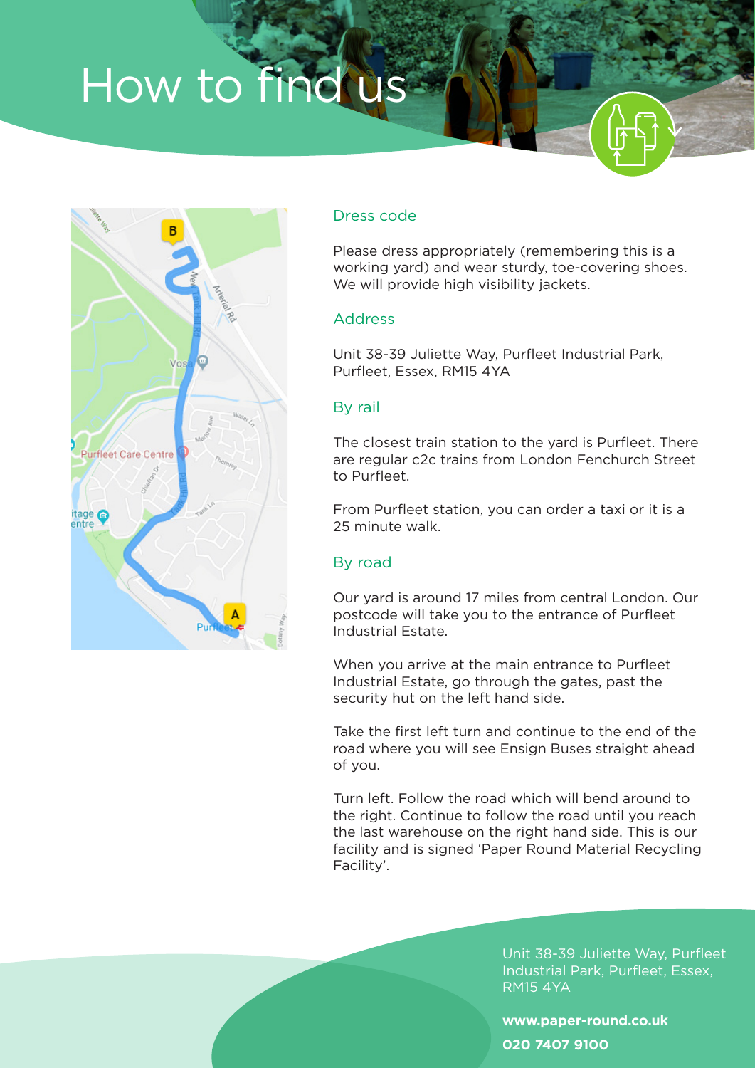# How to find us

## Dress code

Please dress appropriately (remembering this is a working yard) and wear sturdy, toe-covering shoes. We will provide high visibility jackets.

## Address

Unit 38-39 Juliette Way, Purfleet Industrial Park, Purfleet, Essex, RM15 4YA

## By rail

The closest train station to the yard is Purfleet. There are regular c2c trains from London Fenchurch Street to Purfleet.

From Purfleet station, you can order a taxi or it is a 25 minute walk.

## By road

Our yard is around 17 miles from central London. Our postcode will take you to the entrance of Purfleet Industrial Estate.

When you arrive at the main entrance to Purfleet Industrial Estate, go through the gates, past the security hut on the left hand side.

Take the first left turn and continue to the end of the road where you will see Ensign Buses straight ahead of you.

Turn left. Follow the road which will bend around to the right. Continue to follow the road until you reach the last warehouse on the right hand side. This is our facility and is signed 'Paper Round Material Recycling Facility'.

Unit 38-39 Juliette Way, Purfleet Industrial Park, Purfleet, Essex, RM15 4YA

**www.paper-round.co.uk**

**020 7407 9100**